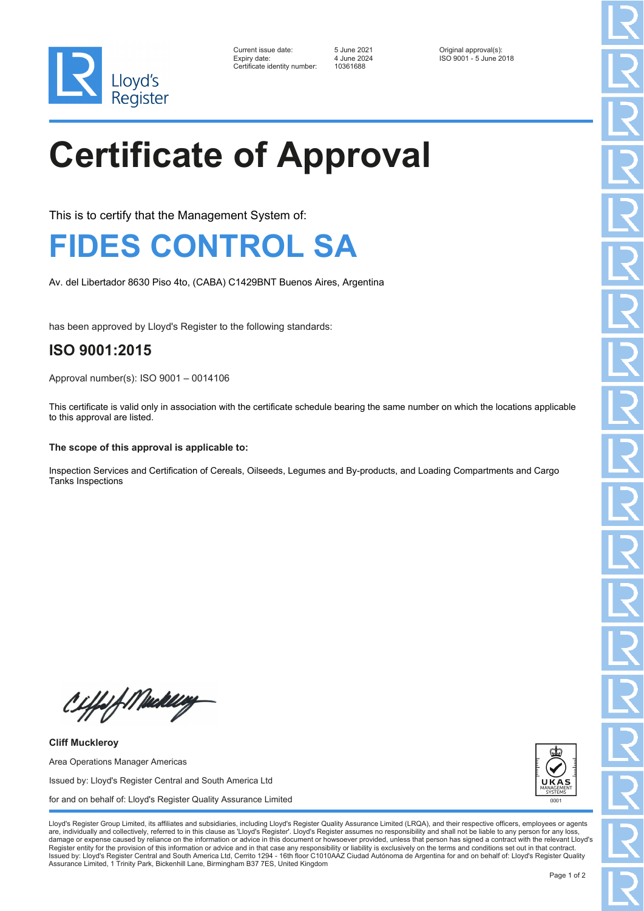| | | |
|---|---|---|
| Current issue date: | 5 June 2021 | Original approval(s): |
| Expiry date: | 4 June 2024 | ISO 9001 - 5 June 2018 |
| Certificate identity number: | 10361688 | |

# Certificate of Approval

This is to certify that the Management System of:

# FIDES CONTROL SA

Av. del Libertador 8630 Piso 4to, (CABA) C1429BNT Buenos Aires, Argentina

has been approved by Lloyd's Register to the following standards:

## ISO 9001:2015

Approval number(s): ISO 9001 – 0014106

This certificate is valid only in association with the certificate schedule bearing the same number on which the locations applicable to this approval are listed.

**The scope of this approval is applicable to:**

Inspection Services and Certification of Cereals, Oilseeds, Legumes and By-products, and Loading Compartments and Cargo Tanks Inspections

**Cliff Muckleroy**

Area Operations Manager Americas

Issued by: Lloyd's Register Central and South America Ltd

for and on behalf of: Lloyd's Register Quality Assurance Limited

UKAS MANAGEMENT SYSTEMS 0001

Lloyd's Register Group Limited, its affiliates and subsidiaries, including Lloyd's Register Quality Assurance Limited (LRQA), and their respective officers, employees or agents are, individually and collectively, referred to in this clause as 'Lloyd's Register'. Lloyd's Register assumes no responsibility and shall not be liable to any person for any loss, damage or expense caused by reliance on the information or advice in this document or howsoever provided, unless that person has signed a contract with the relevant Lloyd's Register entity for the provision of this information or advice and in that case any responsibility or liability is exclusively on the terms and conditions set out in that contract.
Issued by: Lloyd's Register Central and South America Ltd, Cerrito 1294 - 16th floor C1010AAZ Ciudad Autónoma de Argentina for and on behalf of: Lloyd's Register Quality Assurance Limited, 1 Trinity Park, Bickenhill Lane, Birmingham B37 7ES, United Kingdom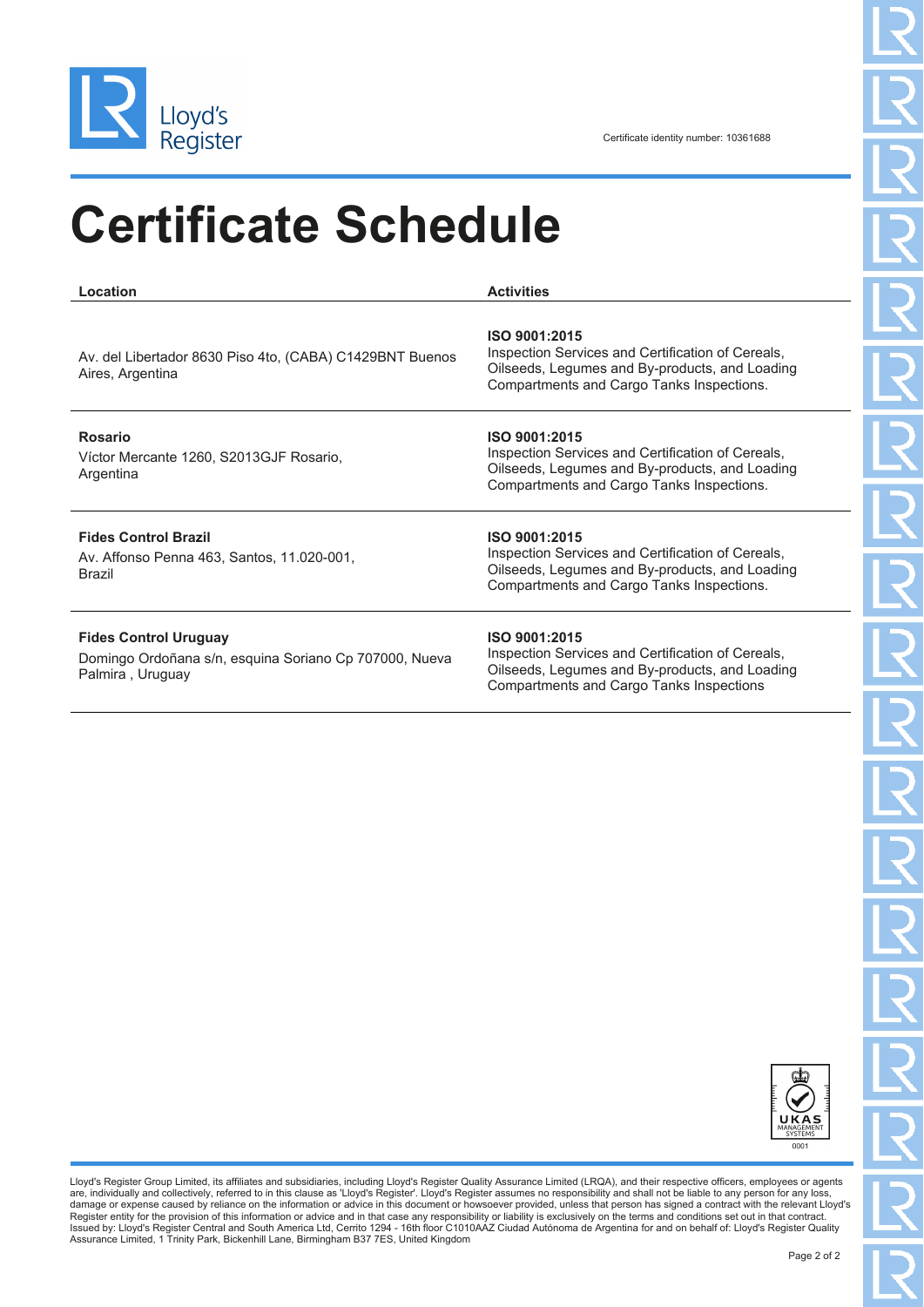Lloyd's Register

Certificate identity number: 10361688

# Certificate Schedule

| Location | Activities |
|---|---|
| Av. del Libertador 8630 Piso 4to, (CABA) C1429BNT Buenos Aires, Argentina | **ISO 9001:2015** Inspection Services and Certification of Cereals, Oilseeds, Legumes and By-products, and Loading Compartments and Cargo Tanks Inspections. |
| **Rosario** Víctor Mercante 1260, S2013GJF Rosario, Argentina | **ISO 9001:2015** Inspection Services and Certification of Cereals, Oilseeds, Legumes and By-products, and Loading Compartments and Cargo Tanks Inspections. |
| **Fides Control Brazil** Av. Affonso Penna 463, Santos, 11.020-001, Brazil | **ISO 9001:2015** Inspection Services and Certification of Cereals, Oilseeds, Legumes and By-products, and Loading Compartments and Cargo Tanks Inspections. |
| **Fides Control Uruguay** Domingo Ordoñana s/n, esquina Soriano Cp 707000, Nueva Palmira , Uruguay | **ISO 9001:2015** Inspection Services and Certification of Cereals, Oilseeds, Legumes and By-products, and Loading Compartments and Cargo Tanks Inspections |

UKAS MANAGEMENT SYSTEMS 0001

Lloyd's Register Group Limited, its affiliates and subsidiaries, including Lloyd's Register Quality Assurance Limited (LRQA), and their respective officers, employees or agents are, individually and collectively, referred to in this clause as 'Lloyd's Register'. Lloyd's Register assumes no responsibility and shall not be liable to any person for any loss, damage or expense caused by reliance on the information or advice in this document or howsoever provided, unless that person has signed a contract with the relevant Lloyd's Register entity for the provision of this information or advice and in that case any responsibility or liability is exclusively on the terms and conditions set out in that contract.
Issued by: Lloyd's Register Central and South America Ltd, Cerrito 1294 - 16th floor C1010AAZ Ciudad Autónoma de Argentina for and on behalf of: Lloyd's Register Quality Assurance Limited, 1 Trinity Park, Bickenhill Lane, Birmingham B37 7ES, United Kingdom